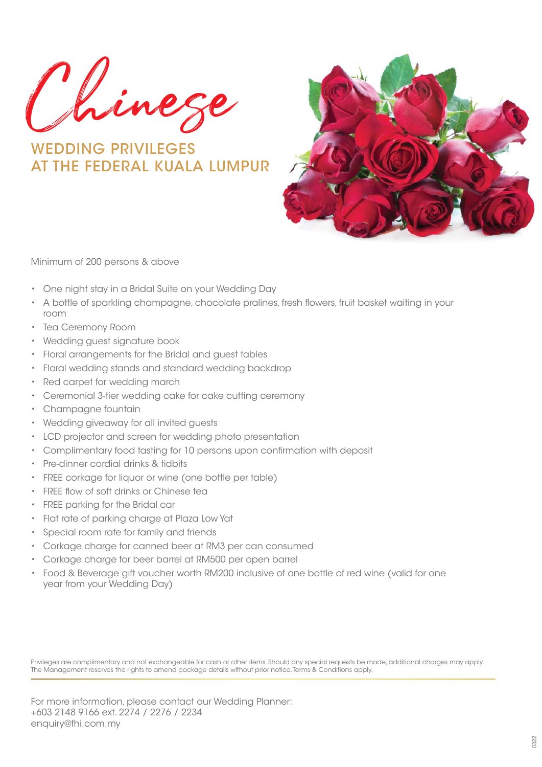# Chinese

## WEDDING PRIVILEGES AT THE FEDERAL KUALA LUMPUR

Minimum of 200 persons & above

- One night stay in a Bridal Suite on your Wedding Day
- A bottle of sparkling champagne, chocolate pralines, fresh flowers, fruit basket waiting in your room
- Tea Ceremony Room
- Wedding guest signature book
- Floral arrangements for the Bridal and guest tables
- Floral wedding stands and standard wedding backdrop
- Red carpet for wedding march
- Ceremonial 3-tier wedding cake for cake cutting ceremony
- Champagne fountain
- Wedding giveaway for all invited guests
- LCD projector and screen for wedding photo presentation
- Complimentary food tasting for 10 persons upon confirmation with deposit
- Pre-dinner cordial drinks & tidbits
- FREE corkage for liquor or wine (one bottle per table)
- FREE flow of soft drinks or Chinese tea
- FREE parking for the Bridal car
- Flat rate of parking charge at Plaza Low Yat
- Special room rate for family and friends
- Corkage charge for canned beer at RM3 per can consumed
- Corkage charge for beer barrel at RM500 per open barrel
- Food & Beverage gift voucher worth RM200 inclusive of one bottle of red wine (valid for one year from your Wedding Day)

Privileges are complimentary and not exchangeable for cash or other items. Should any special requests be made, additional charges may apply. The Management reserves the rights to amend package details without prior notice. Terms & Conditions apply.

For more information, please contact our Wedding Planner:
+603 2148 9166 ext. 2274 / 2276 / 2234
enquiry@fhi.com.my

0322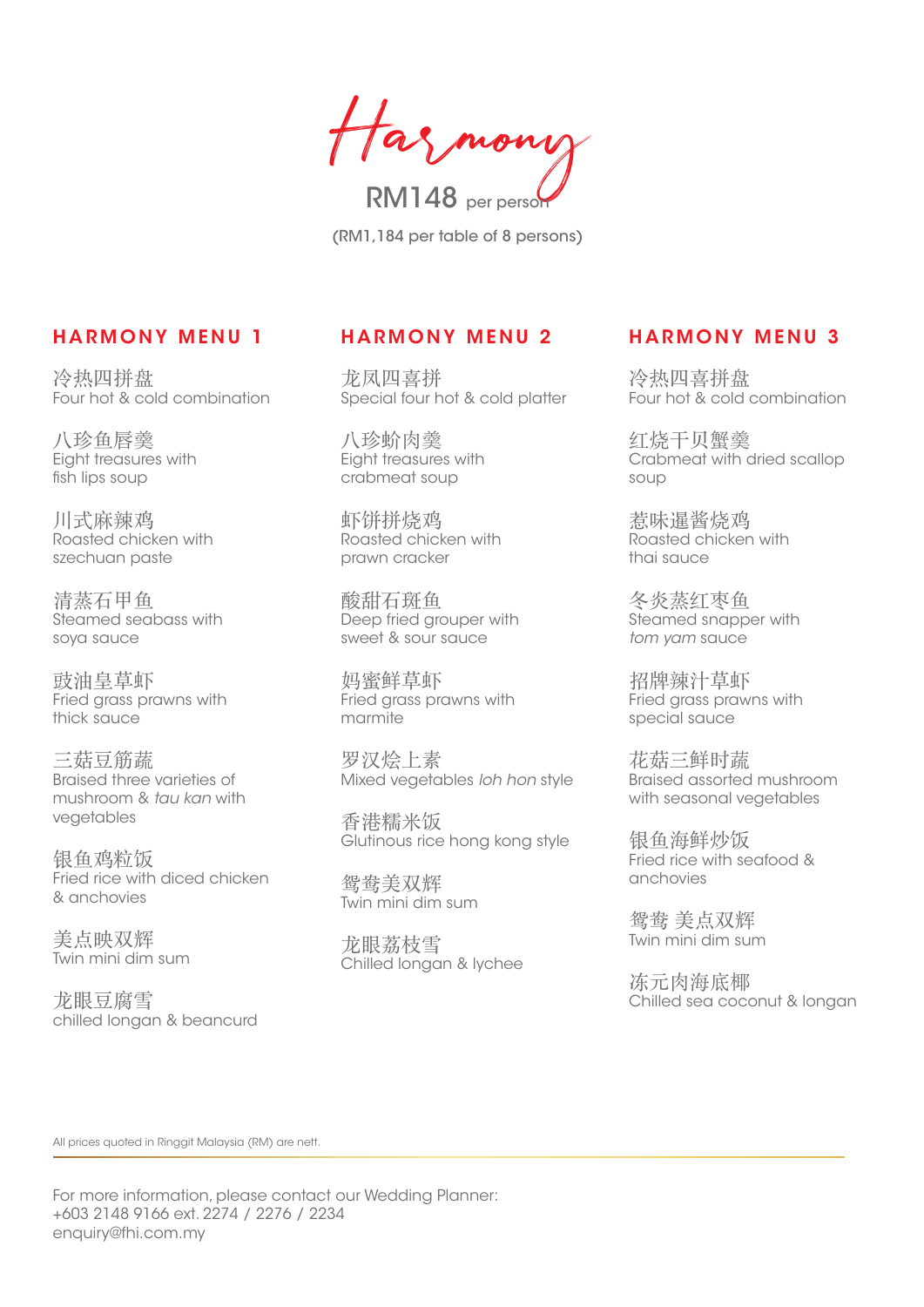# Harmony

RM148 per person

(RM1,184 per table of 8 persons)

## HARMONY MENU 1

冷热四拼盘
Four hot & cold combination

八珍鱼唇羹
Eight treasures with fish lips soup

川式麻辣鸡
Roasted chicken with szechuan paste

清蒸石甲鱼
Steamed seabass with soya sauce

豉油皇草虾
Fried grass prawns with thick sauce

三菇豆筋蔬
Braised three varieties of mushroom & *tau kan* with vegetables

银鱼鸡粒饭
Fried rice with diced chicken & anchovies

美点映双辉
Twin mini dim sum

龙眼豆腐雪
chilled longan & beancurd

## HARMONY MENU 2

龙凤四喜拼
Special four hot & cold platter

八珍蚧肉羹
Eight treasures with crabmeat soup

虾饼拼烧鸡
Roasted chicken with prawn cracker

酸甜石斑鱼
Deep fried grouper with sweet & sour sauce

妈蜜鲜草虾
Fried grass prawns with marmite

罗汉烩上素
Mixed vegetables *loh hon* style

香港糯米饭
Glutinous rice hong kong style

鸳鸯美双辉
Twin mini dim sum

龙眼荔枝雪
Chilled longan & lychee

## HARMONY MENU 3

冷热四喜拼盘
Four hot & cold combination

红烧干贝蟹羹
Crabmeat with dried scallop soup

惹味暹酱烧鸡
Roasted chicken with thai sauce

冬炎蒸红枣鱼
Steamed snapper with *tom yam* sauce

招牌辣汁草虾
Fried grass prawns with special sauce

花菇三鲜时蔬
Braised assorted mushroom with seasonal vegetables

银鱼海鲜炒饭
Fried rice with seafood & anchovies

鸳鸯 美点双辉
Twin mini dim sum

冻元肉海底椰
Chilled sea coconut & longan

All prices quoted in Ringgit Malaysia (RM) are nett.

For more information, please contact our Wedding Planner:
+603 2148 9166 ext. 2274 / 2276 / 2234
enquiry@fhi.com.my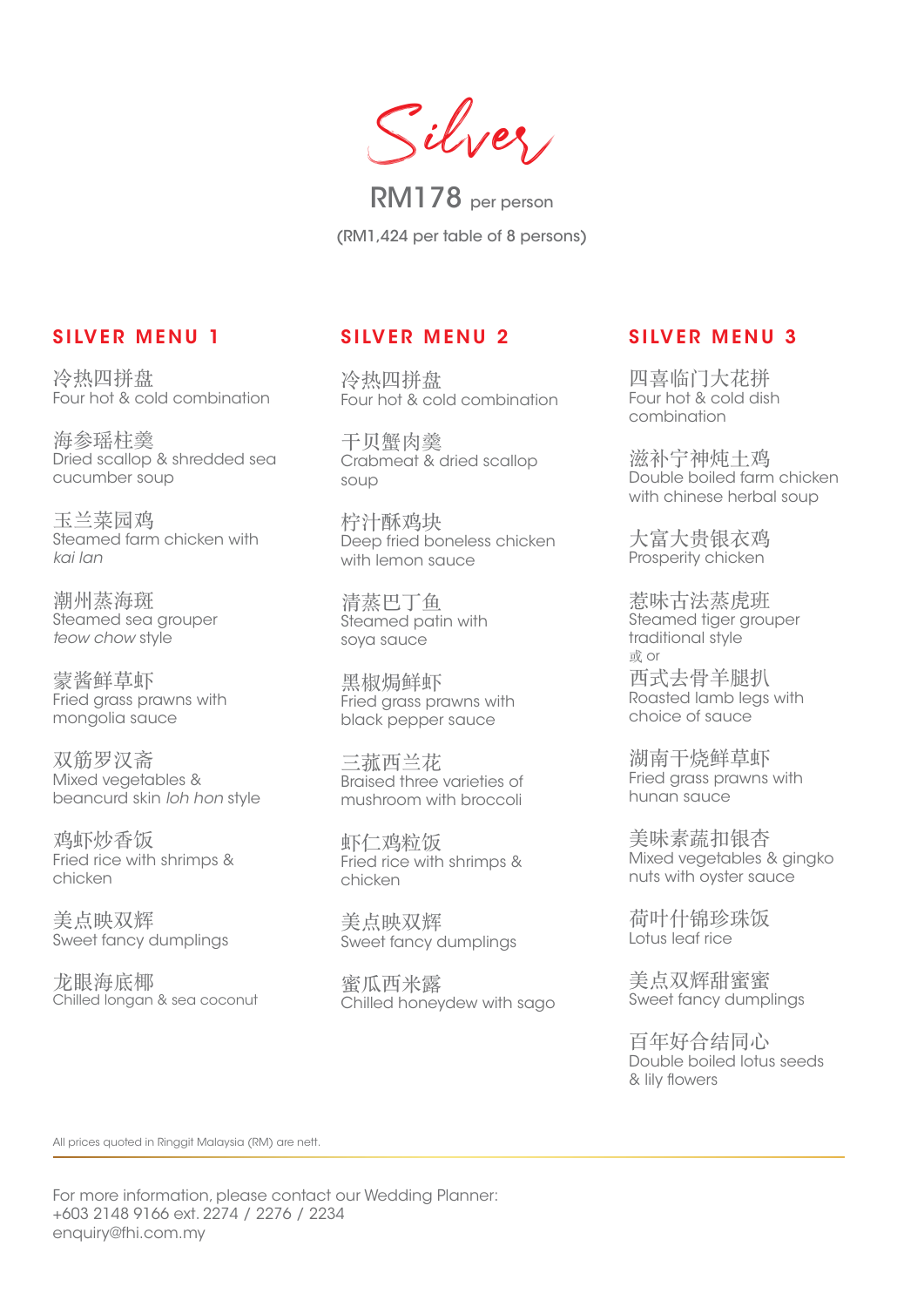# Silver

RM178 per person

(RM1,424 per table of 8 persons)

## SILVER MENU 1

冷热四拼盘
Four hot & cold combination

海参瑶柱羹
Dried scallop & shredded sea cucumber soup

玉兰菜园鸡
Steamed farm chicken with *kai lan*

潮州蒸海斑
Steamed sea grouper *teow chow* style

蒙酱鲜草虾
Fried grass prawns with mongolia sauce

双筋罗汉斋
Mixed vegetables & beancurd skin *loh hon* style

鸡虾炒香饭
Fried rice with shrimps & chicken

美点映双辉
Sweet fancy dumplings

龙眼海底椰
Chilled longan & sea coconut

## SILVER MENU 2

冷热四拼盘
Four hot & cold combination

干贝蟹肉羹
Crabmeat & dried scallop soup

柠汁酥鸡块
Deep fried boneless chicken with lemon sauce

清蒸巴丁鱼
Steamed patin with soya sauce

黑椒焗鲜虾
Fried grass prawns with black pepper sauce

三菰西兰花
Braised three varieties of mushroom with broccoli

虾仁鸡粒饭
Fried rice with shrimps & chicken

美点映双辉
Sweet fancy dumplings

蜜瓜西米露
Chilled honeydew with sago

## SILVER MENU 3

四喜临门大花拼
Four hot & cold dish combination

滋补宁神炖土鸡
Double boiled farm chicken with chinese herbal soup

大富大贵银衣鸡
Prosperity chicken

惹味古法蒸虎班
Steamed tiger grouper traditional style
或 or
西式去骨羊腿扒
Roasted lamb legs with choice of sauce

湖南干烧鲜草虾
Fried grass prawns with hunan sauce

美味素蔬扣银杏
Mixed vegetables & gingko nuts with oyster sauce

荷叶什锦珍珠饭
Lotus leaf rice

美点双辉甜蜜蜜
Sweet fancy dumplings

百年好合结同心
Double boiled lotus seeds & lily flowers

All prices quoted in Ringgit Malaysia (RM) are nett.

For more information, please contact our Wedding Planner:
+603 2148 9166 ext. 2274 / 2276 / 2234
enquiry@fhi.com.my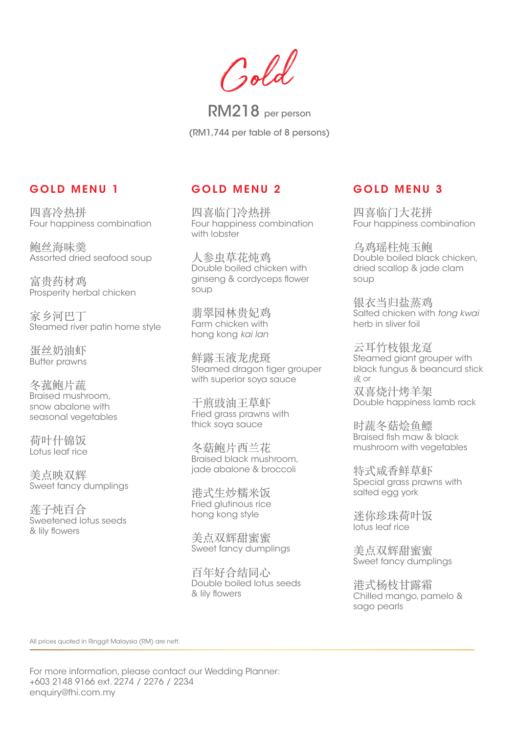# Gold

RM218 per person

(RM1,744 per table of 8 persons)

## GOLD MENU 1

四喜冷热拼
Four happiness combination

鲍丝海味羹
Assorted dried seafood soup

富贵药材鸡
Prosperity herbal chicken

家乡河巴丁
Steamed river patin home style

蛋丝奶油虾
Butter prawns

冬菰鲍片蔬
Braised mushroom, snow abalone with seasonal vegetables

荷叶什锦饭
Lotus leaf rice

美点映双辉
Sweet fancy dumplings

莲子炖百合
Sweetened lotus seeds & lily flowers

## GOLD MENU 2

四喜临门冷热拼
Four happiness combination with lobster

人参虫草花炖鸡
Double boiled chicken with ginseng & cordyceps flower soup

翡翠园林贵妃鸡
Farm chicken with hong kong *kai lan*

鲜露玉液龙虎斑
Steamed dragon tiger grouper with superior soya sauce

干煎豉油王草虾
Fried grass prawns with thick soya sauce

冬菇鲍片西兰花
Braised black mushroom, jade abalone & broccoli

港式生炒糯米饭
Fried glutinous rice hong kong style

美点双辉甜蜜蜜
Sweet fancy dumplings

百年好合结同心
Double boiled lotus seeds & lily flowers

## GOLD MENU 3

四喜临门大花拼
Four happiness combination

乌鸡瑶柱炖玉鲍
Double boiled black chicken, dried scallop & jade clam soup

银衣当归盐蒸鸡
Salted chicken with *tong kwai* herb in sliver foil

云耳竹枝银龙趸
Steamed giant grouper with black fungus & beancurd stick
或 or
双喜烧汁烤羊架
Double happiness lamb rack

时蔬冬菇烩鱼鳔
Braised fish maw & black mushroom with vegetables

特式咸香鲜草虾
Special grass prawns with salted egg york

迷你珍珠荷叶饭
lotus leaf rice

美点双辉甜蜜蜜
Sweet fancy dumplings

港式杨枝甘露霜
Chilled mango, pamelo & sago pearls

All prices quoted in Ringgit Malaysia (RM) are nett.

For more information, please contact our Wedding Planner:
+603 2148 9166 ext. 2274 / 2276 / 2234
enquiry@fhi.com.my